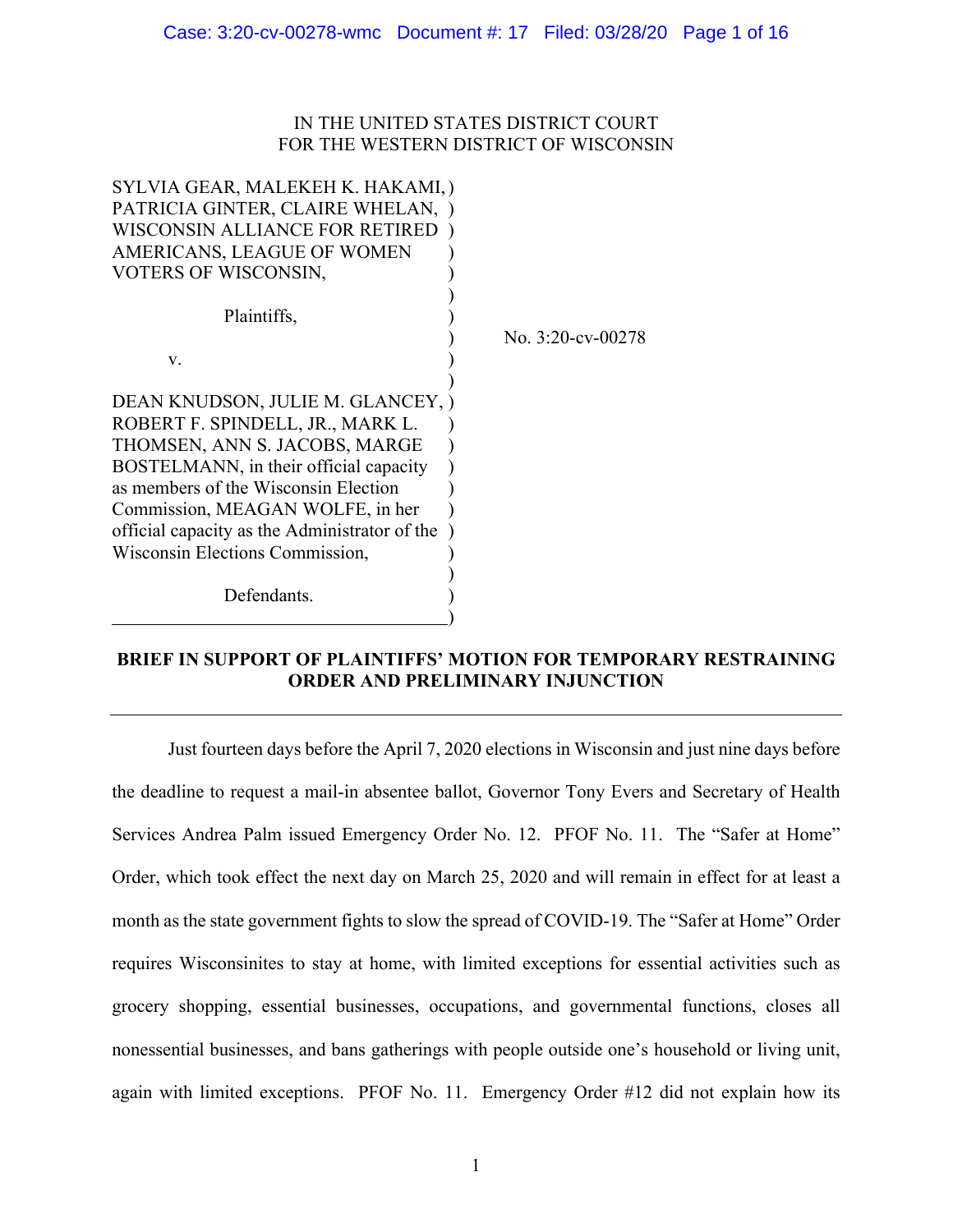IN THE UNITED STATES DISTRICT COURT
FOR THE WESTERN DISTRICT OF WISCONSIN

SYLVIA GEAR, MALEKEH K. HAKAMI, PATRICIA GINTER, CLAIRE WHELAN, WISCONSIN ALLIANCE FOR RETIRED AMERICANS, LEAGUE OF WOMEN VOTERS OF WISCONSIN,

Plaintiffs,

v.

DEAN KNUDSON, JULIE M. GLANCEY, ROBERT F. SPINDELL, JR., MARK L. THOMSEN, ANN S. JACOBS, MARGE BOSTELMANN, in their official capacity as members of the Wisconsin Election Commission, MEAGAN WOLFE, in her official capacity as the Administrator of the Wisconsin Elections Commission,

Defendants.

No. 3:20-cv-00278

**BRIEF IN SUPPORT OF PLAINTIFFS' MOTION FOR TEMPORARY RESTRAINING ORDER AND PRELIMINARY INJUNCTION**

---

Just fourteen days before the April 7, 2020 elections in Wisconsin and just nine days before the deadline to request a mail-in absentee ballot, Governor Tony Evers and Secretary of Health Services Andrea Palm issued Emergency Order No. 12. PFOF No. 11. The "Safer at Home" Order, which took effect the next day on March 25, 2020 and will remain in effect for at least a month as the state government fights to slow the spread of COVID-19. The "Safer at Home" Order requires Wisconsinites to stay at home, with limited exceptions for essential activities such as grocery shopping, essential businesses, occupations, and governmental functions, closes all nonessential businesses, and bans gatherings with people outside one's household or living unit, again with limited exceptions. PFOF No. 11. Emergency Order #12 did not explain how its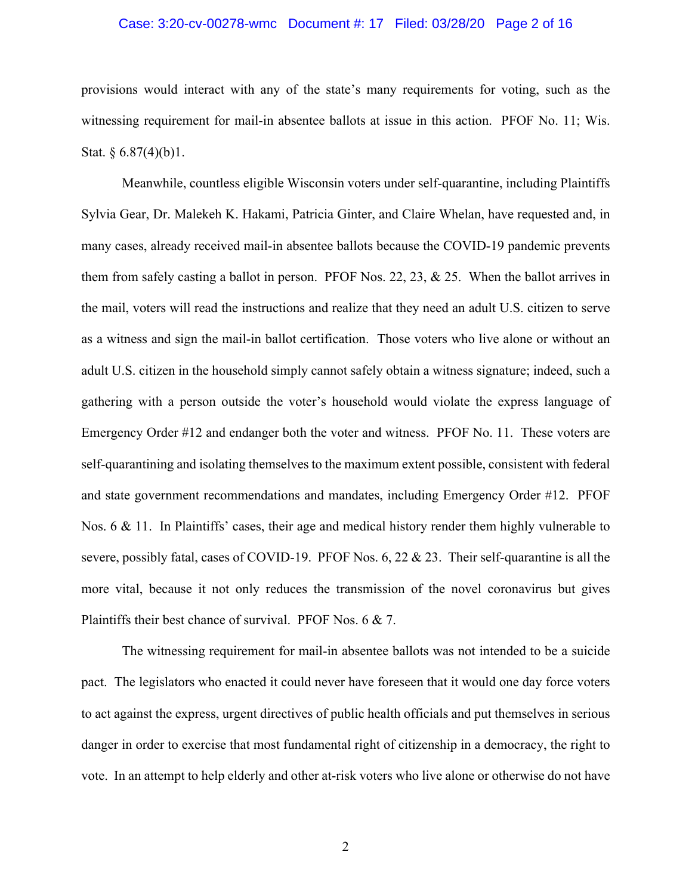provisions would interact with any of the state's many requirements for voting, such as the witnessing requirement for mail-in absentee ballots at issue in this action. PFOF No. 11; Wis. Stat. § 6.87(4)(b)1.

Meanwhile, countless eligible Wisconsin voters under self-quarantine, including Plaintiffs Sylvia Gear, Dr. Malekeh K. Hakami, Patricia Ginter, and Claire Whelan, have requested and, in many cases, already received mail-in absentee ballots because the COVID-19 pandemic prevents them from safely casting a ballot in person. PFOF Nos. 22, 23, & 25. When the ballot arrives in the mail, voters will read the instructions and realize that they need an adult U.S. citizen to serve as a witness and sign the mail-in ballot certification. Those voters who live alone or without an adult U.S. citizen in the household simply cannot safely obtain a witness signature; indeed, such a gathering with a person outside the voter's household would violate the express language of Emergency Order #12 and endanger both the voter and witness. PFOF No. 11. These voters are self-quarantining and isolating themselves to the maximum extent possible, consistent with federal and state government recommendations and mandates, including Emergency Order #12. PFOF Nos. 6 & 11. In Plaintiffs' cases, their age and medical history render them highly vulnerable to severe, possibly fatal, cases of COVID-19. PFOF Nos. 6, 22 & 23. Their self-quarantine is all the more vital, because it not only reduces the transmission of the novel coronavirus but gives Plaintiffs their best chance of survival. PFOF Nos. 6 & 7.

The witnessing requirement for mail-in absentee ballots was not intended to be a suicide pact. The legislators who enacted it could never have foreseen that it would one day force voters to act against the express, urgent directives of public health officials and put themselves in serious danger in order to exercise that most fundamental right of citizenship in a democracy, the right to vote. In an attempt to help elderly and other at-risk voters who live alone or otherwise do not have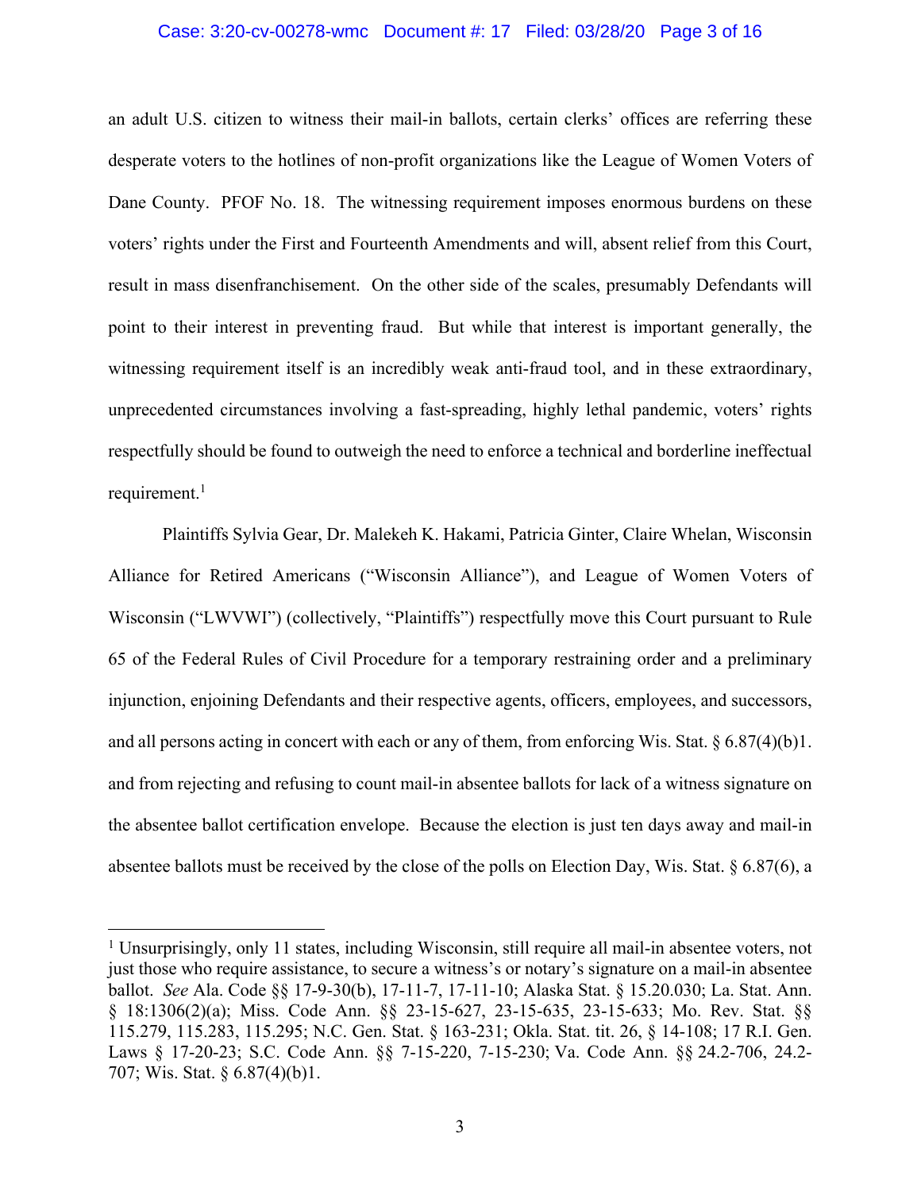an adult U.S. citizen to witness their mail-in ballots, certain clerks' offices are referring these desperate voters to the hotlines of non-profit organizations like the League of Women Voters of Dane County. PFOF No. 18. The witnessing requirement imposes enormous burdens on these voters' rights under the First and Fourteenth Amendments and will, absent relief from this Court, result in mass disenfranchisement. On the other side of the scales, presumably Defendants will point to their interest in preventing fraud. But while that interest is important generally, the witnessing requirement itself is an incredibly weak anti-fraud tool, and in these extraordinary, unprecedented circumstances involving a fast-spreading, highly lethal pandemic, voters' rights respectfully should be found to outweigh the need to enforce a technical and borderline ineffectual requirement.[1]

Plaintiffs Sylvia Gear, Dr. Malekeh K. Hakami, Patricia Ginter, Claire Whelan, Wisconsin Alliance for Retired Americans ("Wisconsin Alliance"), and League of Women Voters of Wisconsin ("LWVWI") (collectively, "Plaintiffs") respectfully move this Court pursuant to Rule 65 of the Federal Rules of Civil Procedure for a temporary restraining order and a preliminary injunction, enjoining Defendants and their respective agents, officers, employees, and successors, and all persons acting in concert with each or any of them, from enforcing Wis. Stat. § 6.87(4)(b)1. and from rejecting and refusing to count mail-in absentee ballots for lack of a witness signature on the absentee ballot certification envelope. Because the election is just ten days away and mail-in absentee ballots must be received by the close of the polls on Election Day, Wis. Stat. § 6.87(6), a

---

[1] Unsurprisingly, only 11 states, including Wisconsin, still require all mail-in absentee voters, not just those who require assistance, to secure a witness's or notary's signature on a mail-in absentee ballot. *See* Ala. Code §§ 17-9-30(b), 17-11-7, 17-11-10; Alaska Stat. § 15.20.030; La. Stat. Ann. § 18:1306(2)(a); Miss. Code Ann. §§ 23-15-627, 23-15-635, 23-15-633; Mo. Rev. Stat. §§ 115.279, 115.283, 115.295; N.C. Gen. Stat. § 163-231; Okla. Stat. tit. 26, § 14-108; 17 R.I. Gen. Laws § 17-20-23; S.C. Code Ann. §§ 7-15-220, 7-15-230; Va. Code Ann. §§ 24.2-706, 24.2-707; Wis. Stat. § 6.87(4)(b)1.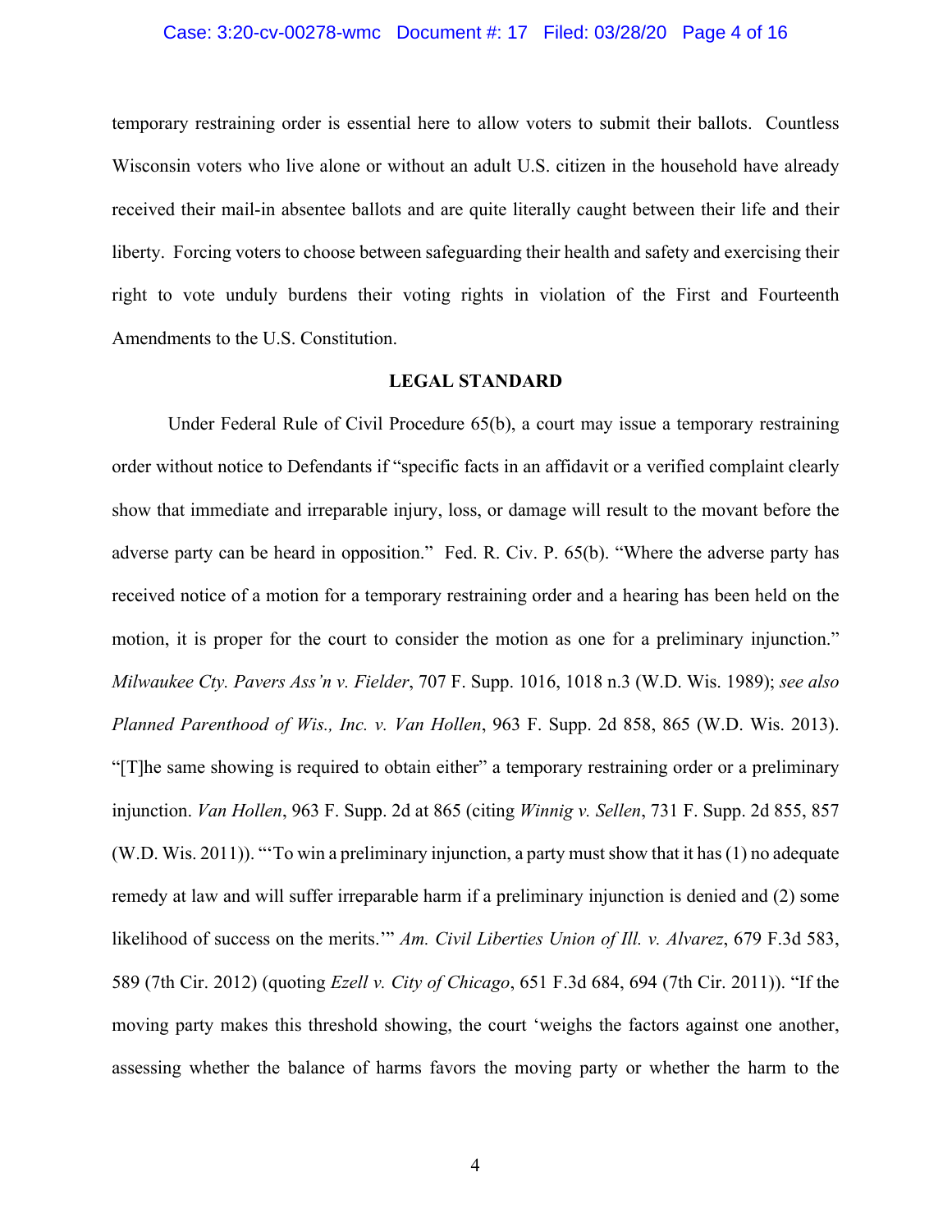temporary restraining order is essential here to allow voters to submit their ballots. Countless Wisconsin voters who live alone or without an adult U.S. citizen in the household have already received their mail-in absentee ballots and are quite literally caught between their life and their liberty. Forcing voters to choose between safeguarding their health and safety and exercising their right to vote unduly burdens their voting rights in violation of the First and Fourteenth Amendments to the U.S. Constitution.

## LEGAL STANDARD

Under Federal Rule of Civil Procedure 65(b), a court may issue a temporary restraining order without notice to Defendants if "specific facts in an affidavit or a verified complaint clearly show that immediate and irreparable injury, loss, or damage will result to the movant before the adverse party can be heard in opposition." Fed. R. Civ. P. 65(b). "Where the adverse party has received notice of a motion for a temporary restraining order and a hearing has been held on the motion, it is proper for the court to consider the motion as one for a preliminary injunction." *Milwaukee Cty. Pavers Ass'n v. Fielder*, 707 F. Supp. 1016, 1018 n.3 (W.D. Wis. 1989); *see also Planned Parenthood of Wis., Inc. v. Van Hollen*, 963 F. Supp. 2d 858, 865 (W.D. Wis. 2013). "[T]he same showing is required to obtain either" a temporary restraining order or a preliminary injunction. *Van Hollen*, 963 F. Supp. 2d at 865 (citing *Winnig v. Sellen*, 731 F. Supp. 2d 855, 857 (W.D. Wis. 2011)). "'To win a preliminary injunction, a party must show that it has (1) no adequate remedy at law and will suffer irreparable harm if a preliminary injunction is denied and (2) some likelihood of success on the merits.'" *Am. Civil Liberties Union of Ill. v. Alvarez*, 679 F.3d 583, 589 (7th Cir. 2012) (quoting *Ezell v. City of Chicago*, 651 F.3d 684, 694 (7th Cir. 2011)). "If the moving party makes this threshold showing, the court 'weighs the factors against one another, assessing whether the balance of harms favors the moving party or whether the harm to the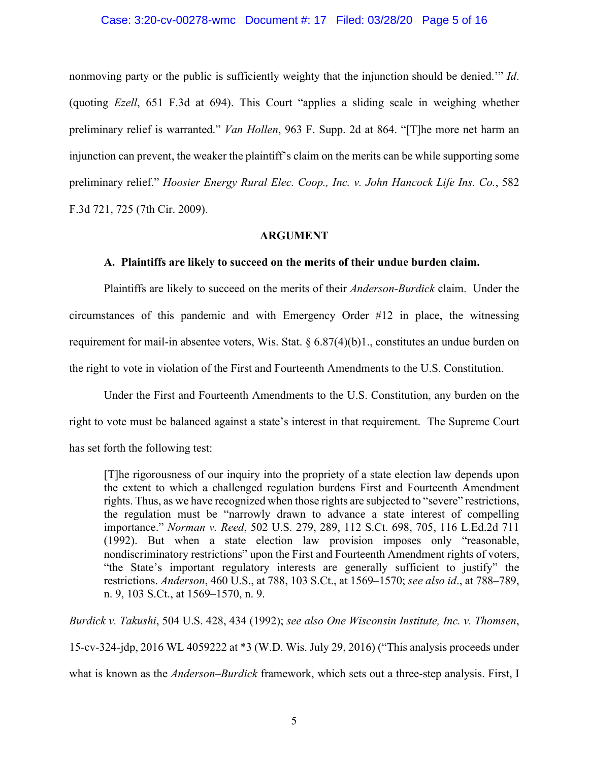nonmoving party or the public is sufficiently weighty that the injunction should be denied.'" *Id*. (quoting *Ezell*, 651 F.3d at 694). This Court "applies a sliding scale in weighing whether preliminary relief is warranted." *Van Hollen*, 963 F. Supp. 2d at 864. "[T]he more net harm an injunction can prevent, the weaker the plaintiff's claim on the merits can be while supporting some preliminary relief." *Hoosier Energy Rural Elec. Coop., Inc. v. John Hancock Life Ins. Co.*, 582 F.3d 721, 725 (7th Cir. 2009).

## ARGUMENT

### A. Plaintiffs are likely to succeed on the merits of their undue burden claim.

Plaintiffs are likely to succeed on the merits of their *Anderson-Burdick* claim. Under the circumstances of this pandemic and with Emergency Order #12 in place, the witnessing requirement for mail-in absentee voters, Wis. Stat. § 6.87(4)(b)1., constitutes an undue burden on the right to vote in violation of the First and Fourteenth Amendments to the U.S. Constitution.

Under the First and Fourteenth Amendments to the U.S. Constitution, any burden on the right to vote must be balanced against a state's interest in that requirement. The Supreme Court has set forth the following test:

> [T]he rigorousness of our inquiry into the propriety of a state election law depends upon the extent to which a challenged regulation burdens First and Fourteenth Amendment rights. Thus, as we have recognized when those rights are subjected to "severe" restrictions, the regulation must be "narrowly drawn to advance a state interest of compelling importance." *Norman v. Reed*, 502 U.S. 279, 289, 112 S.Ct. 698, 705, 116 L.Ed.2d 711 (1992). But when a state election law provision imposes only "reasonable, nondiscriminatory restrictions" upon the First and Fourteenth Amendment rights of voters, "the State's important regulatory interests are generally sufficient to justify" the restrictions. *Anderson*, 460 U.S., at 788, 103 S.Ct., at 1569–1570; *see also id*., at 788–789, n. 9, 103 S.Ct., at 1569–1570, n. 9.

*Burdick v. Takushi*, 504 U.S. 428, 434 (1992); *see also One Wisconsin Institute, Inc. v. Thomsen*, 15-cv-324-jdp, 2016 WL 4059222 at *3 (W.D. Wis. July 29, 2016) ("This analysis proceeds under what is known as the *Anderson–Burdick* framework, which sets out a three-step analysis. First, I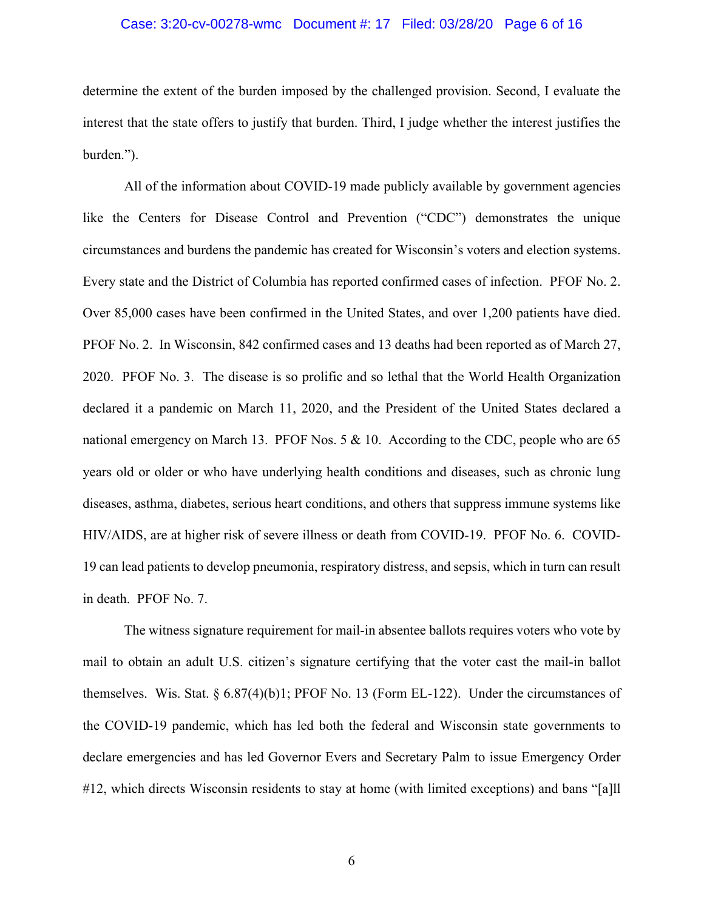determine the extent of the burden imposed by the challenged provision. Second, I evaluate the interest that the state offers to justify that burden. Third, I judge whether the interest justifies the burden.").

All of the information about COVID-19 made publicly available by government agencies like the Centers for Disease Control and Prevention ("CDC") demonstrates the unique circumstances and burdens the pandemic has created for Wisconsin's voters and election systems. Every state and the District of Columbia has reported confirmed cases of infection. PFOF No. 2. Over 85,000 cases have been confirmed in the United States, and over 1,200 patients have died. PFOF No. 2. In Wisconsin, 842 confirmed cases and 13 deaths had been reported as of March 27, 2020. PFOF No. 3. The disease is so prolific and so lethal that the World Health Organization declared it a pandemic on March 11, 2020, and the President of the United States declared a national emergency on March 13. PFOF Nos. 5 & 10. According to the CDC, people who are 65 years old or older or who have underlying health conditions and diseases, such as chronic lung diseases, asthma, diabetes, serious heart conditions, and others that suppress immune systems like HIV/AIDS, are at higher risk of severe illness or death from COVID-19. PFOF No. 6. COVID-19 can lead patients to develop pneumonia, respiratory distress, and sepsis, which in turn can result in death. PFOF No. 7.

The witness signature requirement for mail-in absentee ballots requires voters who vote by mail to obtain an adult U.S. citizen's signature certifying that the voter cast the mail-in ballot themselves. Wis. Stat. § 6.87(4)(b)1; PFOF No. 13 (Form EL-122). Under the circumstances of the COVID-19 pandemic, which has led both the federal and Wisconsin state governments to declare emergencies and has led Governor Evers and Secretary Palm to issue Emergency Order #12, which directs Wisconsin residents to stay at home (with limited exceptions) and bans "[a]ll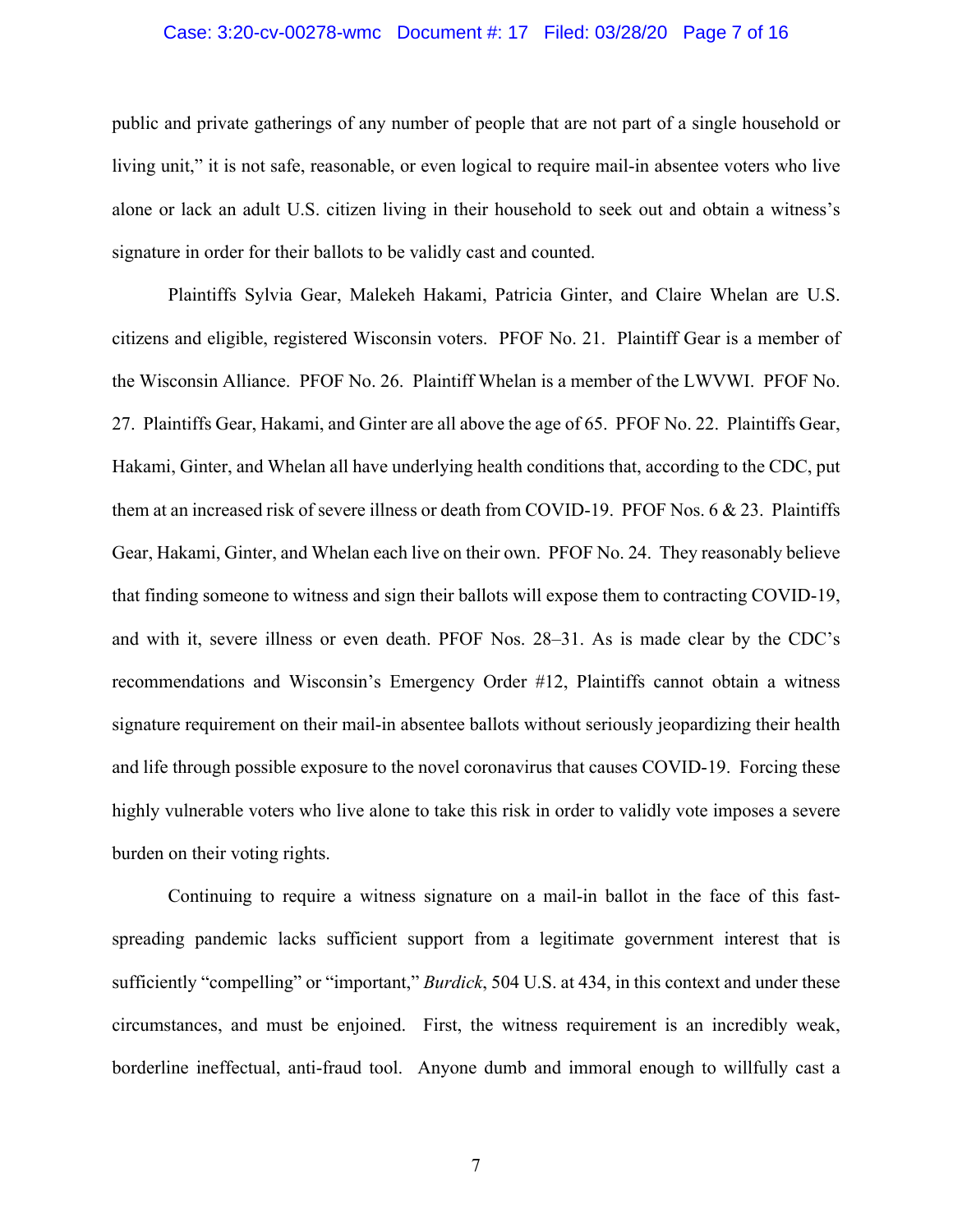public and private gatherings of any number of people that are not part of a single household or living unit," it is not safe, reasonable, or even logical to require mail-in absentee voters who live alone or lack an adult U.S. citizen living in their household to seek out and obtain a witness's signature in order for their ballots to be validly cast and counted.

Plaintiffs Sylvia Gear, Malekeh Hakami, Patricia Ginter, and Claire Whelan are U.S. citizens and eligible, registered Wisconsin voters. PFOF No. 21. Plaintiff Gear is a member of the Wisconsin Alliance. PFOF No. 26. Plaintiff Whelan is a member of the LWVWI. PFOF No. 27. Plaintiffs Gear, Hakami, and Ginter are all above the age of 65. PFOF No. 22. Plaintiffs Gear, Hakami, Ginter, and Whelan all have underlying health conditions that, according to the CDC, put them at an increased risk of severe illness or death from COVID-19. PFOF Nos. 6 & 23. Plaintiffs Gear, Hakami, Ginter, and Whelan each live on their own. PFOF No. 24. They reasonably believe that finding someone to witness and sign their ballots will expose them to contracting COVID-19, and with it, severe illness or even death. PFOF Nos. 28–31. As is made clear by the CDC's recommendations and Wisconsin's Emergency Order #12, Plaintiffs cannot obtain a witness signature requirement on their mail-in absentee ballots without seriously jeopardizing their health and life through possible exposure to the novel coronavirus that causes COVID-19. Forcing these highly vulnerable voters who live alone to take this risk in order to validly vote imposes a severe burden on their voting rights.

Continuing to require a witness signature on a mail-in ballot in the face of this fast-spreading pandemic lacks sufficient support from a legitimate government interest that is sufficiently "compelling" or "important," *Burdick*, 504 U.S. at 434, in this context and under these circumstances, and must be enjoined. First, the witness requirement is an incredibly weak, borderline ineffectual, anti-fraud tool. Anyone dumb and immoral enough to willfully cast a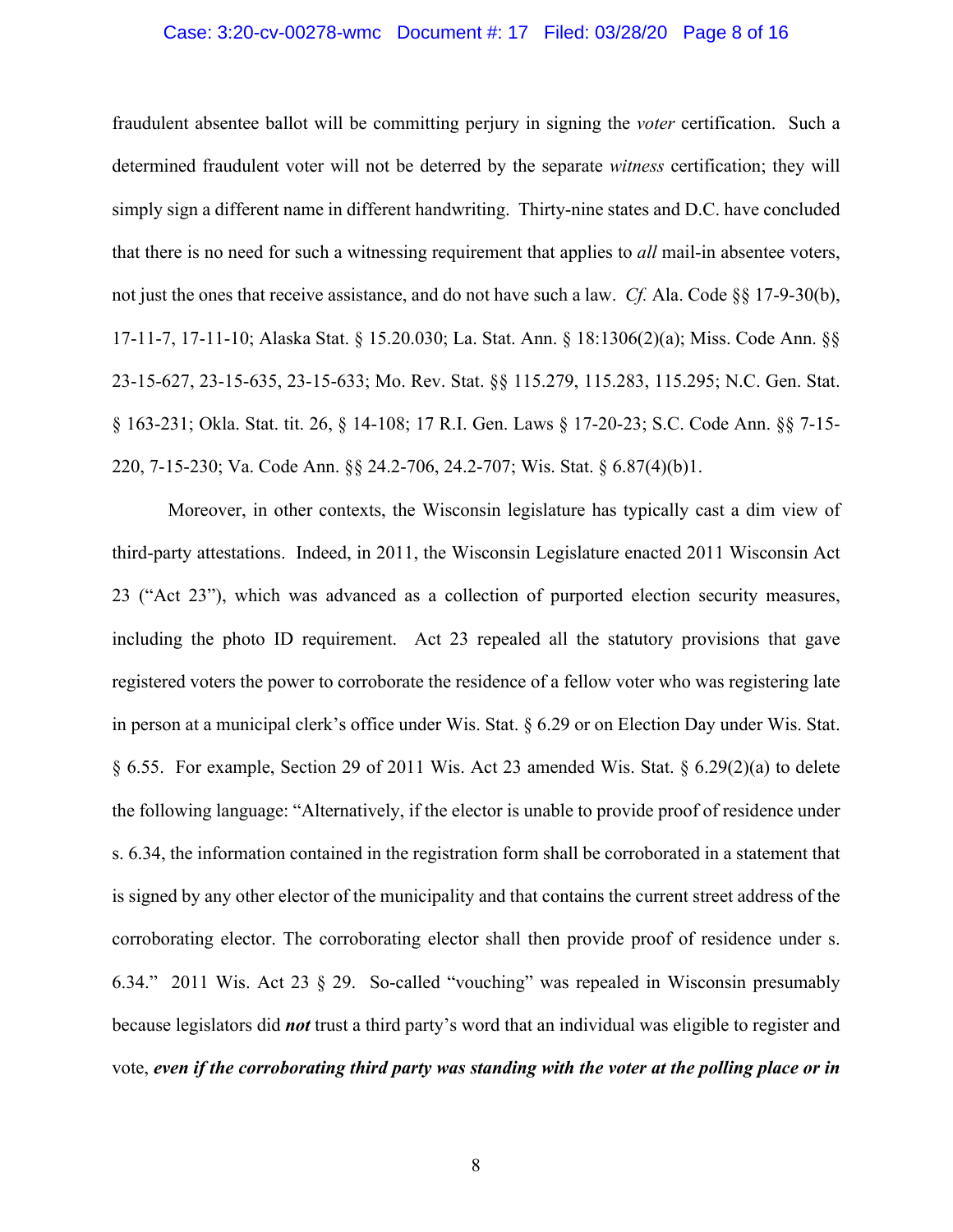fraudulent absentee ballot will be committing perjury in signing the *voter* certification. Such a determined fraudulent voter will not be deterred by the separate *witness* certification; they will simply sign a different name in different handwriting. Thirty-nine states and D.C. have concluded that there is no need for such a witnessing requirement that applies to *all* mail-in absentee voters, not just the ones that receive assistance, and do not have such a law. *Cf.* Ala. Code §§ 17-9-30(b), 17-11-7, 17-11-10; Alaska Stat. § 15.20.030; La. Stat. Ann. § 18:1306(2)(a); Miss. Code Ann. §§ 23-15-627, 23-15-635, 23-15-633; Mo. Rev. Stat. §§ 115.279, 115.283, 115.295; N.C. Gen. Stat. § 163-231; Okla. Stat. tit. 26, § 14-108; 17 R.I. Gen. Laws § 17-20-23; S.C. Code Ann. §§ 7-15-220, 7-15-230; Va. Code Ann. §§ 24.2-706, 24.2-707; Wis. Stat. § 6.87(4)(b)1.

Moreover, in other contexts, the Wisconsin legislature has typically cast a dim view of third-party attestations. Indeed, in 2011, the Wisconsin Legislature enacted 2011 Wisconsin Act 23 ("Act 23"), which was advanced as a collection of purported election security measures, including the photo ID requirement. Act 23 repealed all the statutory provisions that gave registered voters the power to corroborate the residence of a fellow voter who was registering late in person at a municipal clerk's office under Wis. Stat. § 6.29 or on Election Day under Wis. Stat. § 6.55. For example, Section 29 of 2011 Wis. Act 23 amended Wis. Stat. § 6.29(2)(a) to delete the following language: "Alternatively, if the elector is unable to provide proof of residence under s. 6.34, the information contained in the registration form shall be corroborated in a statement that is signed by any other elector of the municipality and that contains the current street address of the corroborating elector. The corroborating elector shall then provide proof of residence under s. 6.34." 2011 Wis. Act 23 § 29. So-called "vouching" was repealed in Wisconsin presumably because legislators did ***not*** trust a third party's word that an individual was eligible to register and vote, ***even if the corroborating third party was standing with the voter at the polling place or in***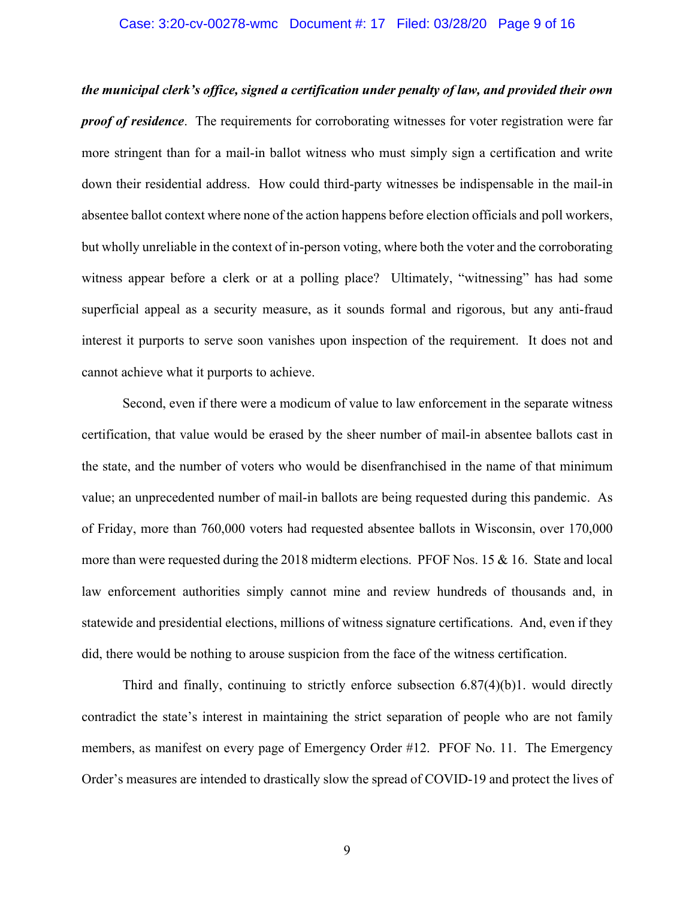***the municipal clerk's office, signed a certification under penalty of law, and provided their own proof of residence***. The requirements for corroborating witnesses for voter registration were far more stringent than for a mail-in ballot witness who must simply sign a certification and write down their residential address. How could third-party witnesses be indispensable in the mail-in absentee ballot context where none of the action happens before election officials and poll workers, but wholly unreliable in the context of in-person voting, where both the voter and the corroborating witness appear before a clerk or at a polling place? Ultimately, "witnessing" has had some superficial appeal as a security measure, as it sounds formal and rigorous, but any anti-fraud interest it purports to serve soon vanishes upon inspection of the requirement. It does not and cannot achieve what it purports to achieve.

Second, even if there were a modicum of value to law enforcement in the separate witness certification, that value would be erased by the sheer number of mail-in absentee ballots cast in the state, and the number of voters who would be disenfranchised in the name of that minimum value; an unprecedented number of mail-in ballots are being requested during this pandemic. As of Friday, more than 760,000 voters had requested absentee ballots in Wisconsin, over 170,000 more than were requested during the 2018 midterm elections. PFOF Nos. 15 & 16. State and local law enforcement authorities simply cannot mine and review hundreds of thousands and, in statewide and presidential elections, millions of witness signature certifications. And, even if they did, there would be nothing to arouse suspicion from the face of the witness certification.

Third and finally, continuing to strictly enforce subsection 6.87(4)(b)1. would directly contradict the state's interest in maintaining the strict separation of people who are not family members, as manifest on every page of Emergency Order #12. PFOF No. 11. The Emergency Order's measures are intended to drastically slow the spread of COVID-19 and protect the lives of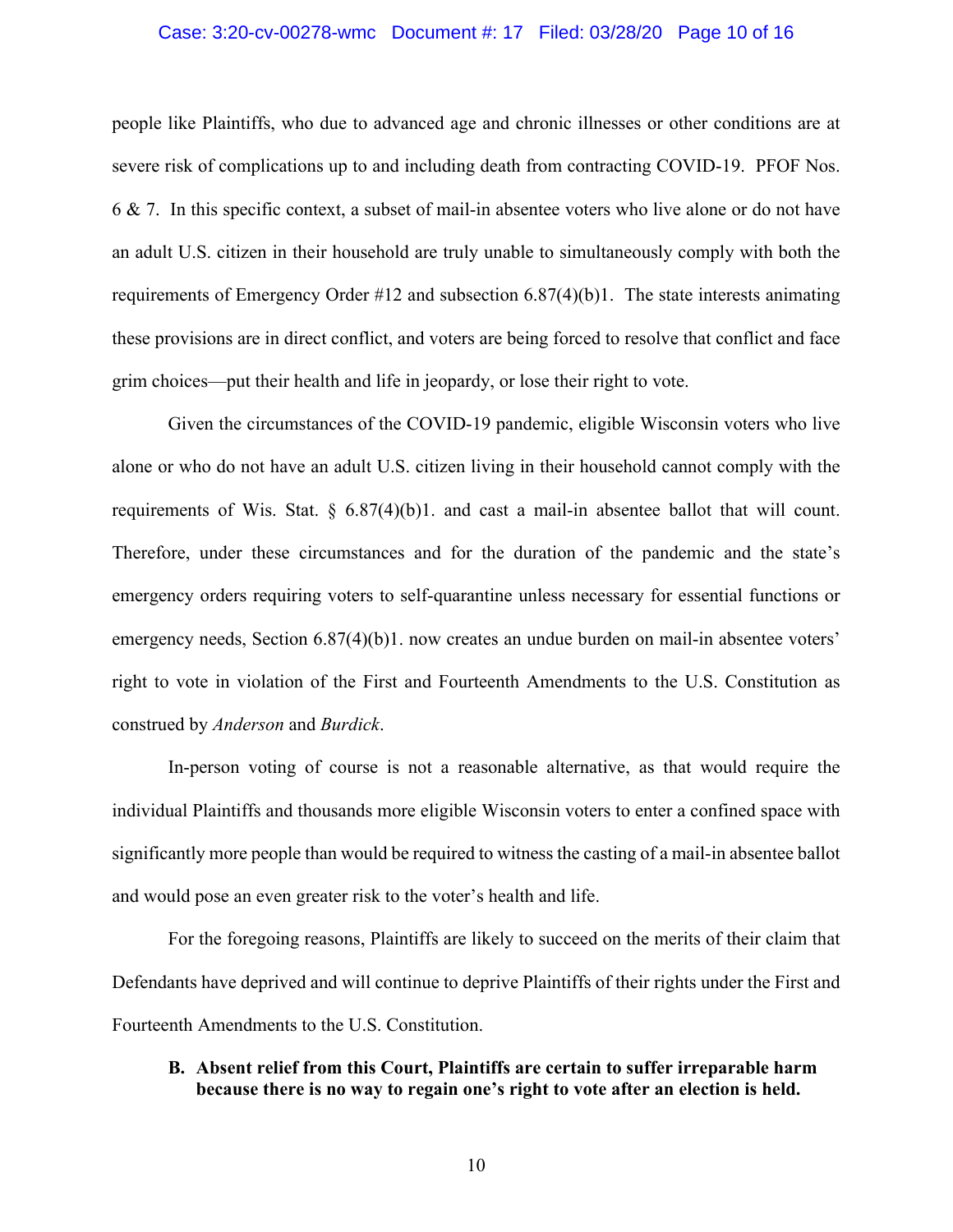people like Plaintiffs, who due to advanced age and chronic illnesses or other conditions are at severe risk of complications up to and including death from contracting COVID-19. PFOF Nos. 6 & 7. In this specific context, a subset of mail-in absentee voters who live alone or do not have an adult U.S. citizen in their household are truly unable to simultaneously comply with both the requirements of Emergency Order #12 and subsection 6.87(4)(b)1. The state interests animating these provisions are in direct conflict, and voters are being forced to resolve that conflict and face grim choices—put their health and life in jeopardy, or lose their right to vote.

Given the circumstances of the COVID-19 pandemic, eligible Wisconsin voters who live alone or who do not have an adult U.S. citizen living in their household cannot comply with the requirements of Wis. Stat. § 6.87(4)(b)1. and cast a mail-in absentee ballot that will count. Therefore, under these circumstances and for the duration of the pandemic and the state's emergency orders requiring voters to self-quarantine unless necessary for essential functions or emergency needs, Section 6.87(4)(b)1. now creates an undue burden on mail-in absentee voters' right to vote in violation of the First and Fourteenth Amendments to the U.S. Constitution as construed by *Anderson* and *Burdick*.

In-person voting of course is not a reasonable alternative, as that would require the individual Plaintiffs and thousands more eligible Wisconsin voters to enter a confined space with significantly more people than would be required to witness the casting of a mail-in absentee ballot and would pose an even greater risk to the voter's health and life.

For the foregoing reasons, Plaintiffs are likely to succeed on the merits of their claim that Defendants have deprived and will continue to deprive Plaintiffs of their rights under the First and Fourteenth Amendments to the U.S. Constitution.

**B. Absent relief from this Court, Plaintiffs are certain to suffer irreparable harm because there is no way to regain one's right to vote after an election is held.**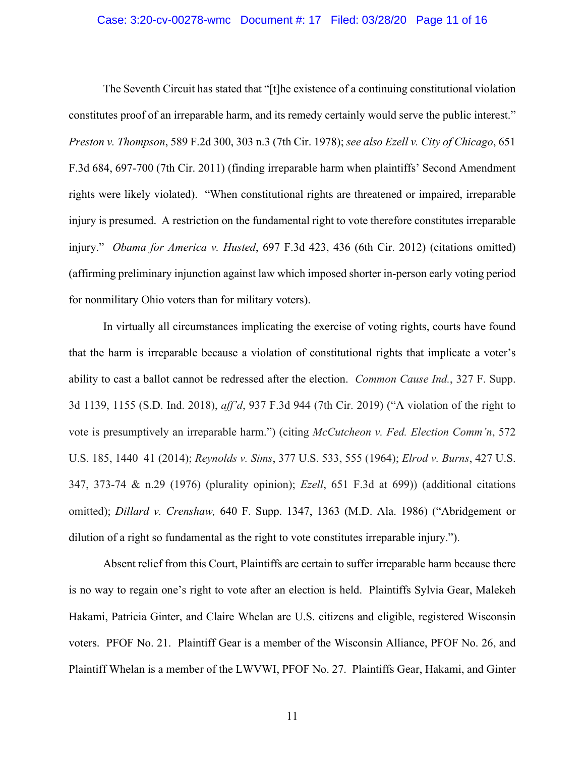The Seventh Circuit has stated that "[t]he existence of a continuing constitutional violation constitutes proof of an irreparable harm, and its remedy certainly would serve the public interest." *Preston v. Thompson*, 589 F.2d 300, 303 n.3 (7th Cir. 1978); *see also Ezell v. City of Chicago*, 651 F.3d 684, 697-700 (7th Cir. 2011) (finding irreparable harm when plaintiffs' Second Amendment rights were likely violated). "When constitutional rights are threatened or impaired, irreparable injury is presumed. A restriction on the fundamental right to vote therefore constitutes irreparable injury." *Obama for America v. Husted*, 697 F.3d 423, 436 (6th Cir. 2012) (citations omitted) (affirming preliminary injunction against law which imposed shorter in-person early voting period for nonmilitary Ohio voters than for military voters).

In virtually all circumstances implicating the exercise of voting rights, courts have found that the harm is irreparable because a violation of constitutional rights that implicate a voter's ability to cast a ballot cannot be redressed after the election. *Common Cause Ind.*, 327 F. Supp. 3d 1139, 1155 (S.D. Ind. 2018), *aff'd*, 937 F.3d 944 (7th Cir. 2019) ("A violation of the right to vote is presumptively an irreparable harm.") (citing *McCutcheon v. Fed. Election Comm'n*, 572 U.S. 185, 1440–41 (2014); *Reynolds v. Sims*, 377 U.S. 533, 555 (1964); *Elrod v. Burns*, 427 U.S. 347, 373-74 & n.29 (1976) (plurality opinion); *Ezell*, 651 F.3d at 699)) (additional citations omitted); *Dillard v. Crenshaw,* 640 F. Supp. 1347, 1363 (M.D. Ala. 1986) ("Abridgement or dilution of a right so fundamental as the right to vote constitutes irreparable injury.").

Absent relief from this Court, Plaintiffs are certain to suffer irreparable harm because there is no way to regain one's right to vote after an election is held. Plaintiffs Sylvia Gear, Malekeh Hakami, Patricia Ginter, and Claire Whelan are U.S. citizens and eligible, registered Wisconsin voters. PFOF No. 21. Plaintiff Gear is a member of the Wisconsin Alliance, PFOF No. 26, and Plaintiff Whelan is a member of the LWVWI, PFOF No. 27. Plaintiffs Gear, Hakami, and Ginter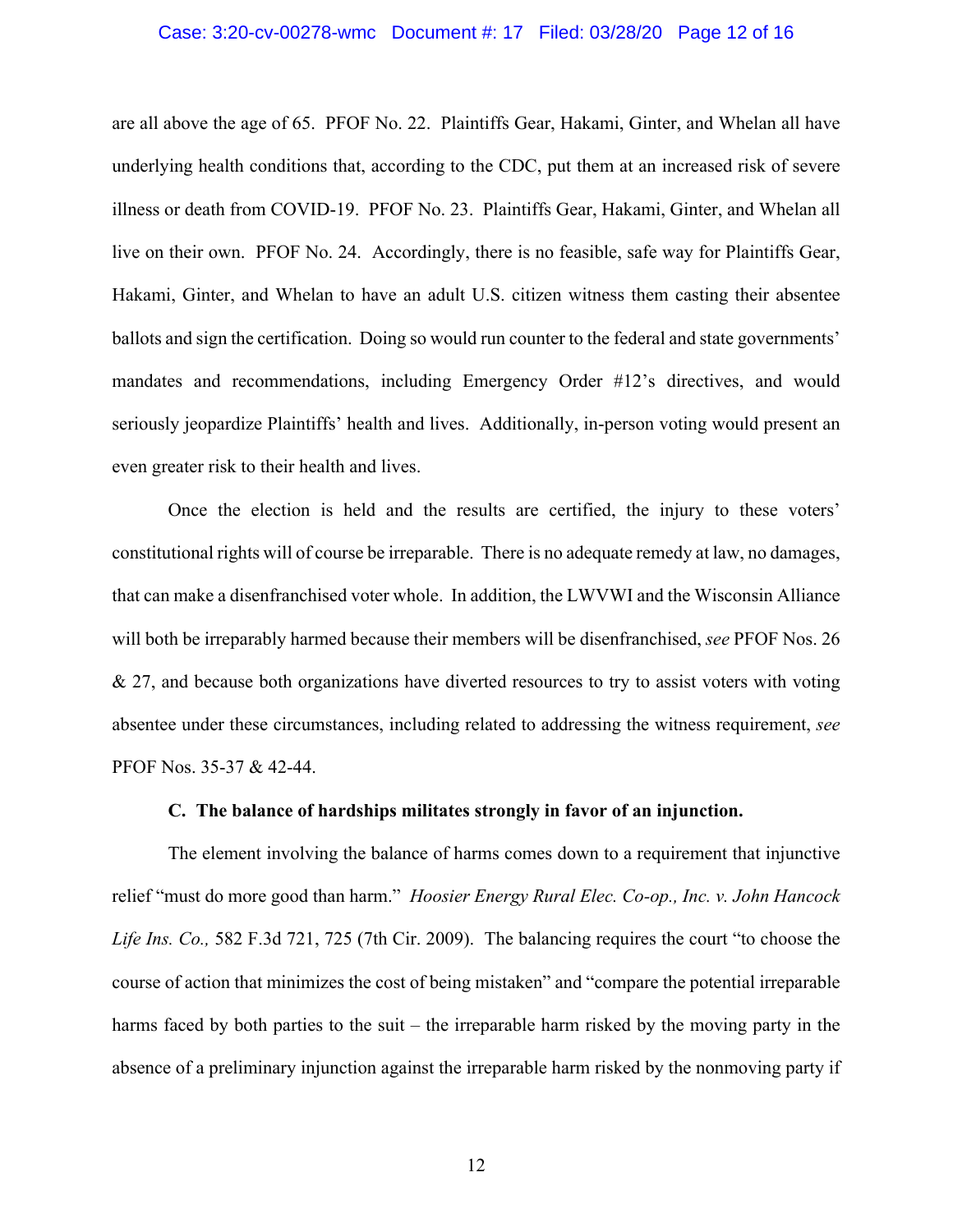are all above the age of 65. PFOF No. 22. Plaintiffs Gear, Hakami, Ginter, and Whelan all have underlying health conditions that, according to the CDC, put them at an increased risk of severe illness or death from COVID-19. PFOF No. 23. Plaintiffs Gear, Hakami, Ginter, and Whelan all live on their own. PFOF No. 24. Accordingly, there is no feasible, safe way for Plaintiffs Gear, Hakami, Ginter, and Whelan to have an adult U.S. citizen witness them casting their absentee ballots and sign the certification. Doing so would run counter to the federal and state governments' mandates and recommendations, including Emergency Order #12's directives, and would seriously jeopardize Plaintiffs' health and lives. Additionally, in-person voting would present an even greater risk to their health and lives.

Once the election is held and the results are certified, the injury to these voters' constitutional rights will of course be irreparable. There is no adequate remedy at law, no damages, that can make a disenfranchised voter whole. In addition, the LWVWI and the Wisconsin Alliance will both be irreparably harmed because their members will be disenfranchised, *see* PFOF Nos. 26 & 27, and because both organizations have diverted resources to try to assist voters with voting absentee under these circumstances, including related to addressing the witness requirement, *see* PFOF Nos. 35-37 & 42-44.

**C. The balance of hardships militates strongly in favor of an injunction.**

The element involving the balance of harms comes down to a requirement that injunctive relief "must do more good than harm." *Hoosier Energy Rural Elec. Co-op., Inc. v. John Hancock Life Ins. Co.,* 582 F.3d 721, 725 (7th Cir. 2009). The balancing requires the court "to choose the course of action that minimizes the cost of being mistaken" and "compare the potential irreparable harms faced by both parties to the suit – the irreparable harm risked by the moving party in the absence of a preliminary injunction against the irreparable harm risked by the nonmoving party if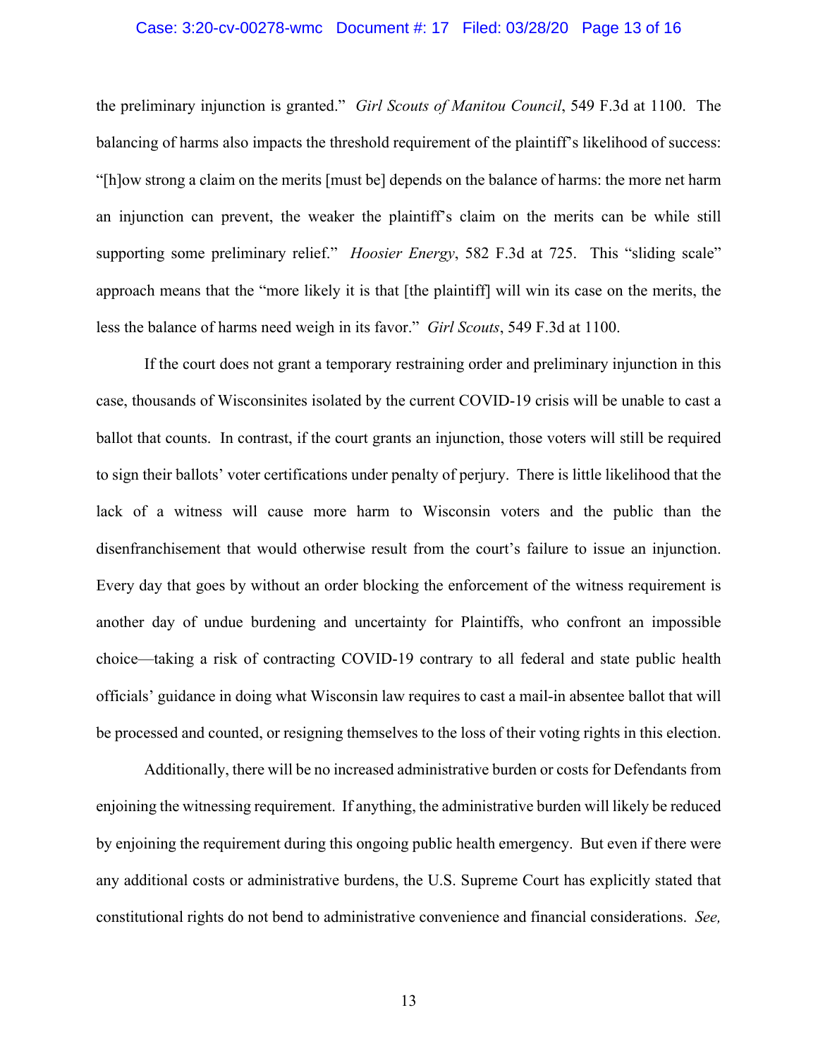the preliminary injunction is granted." *Girl Scouts of Manitou Council*, 549 F.3d at 1100. The balancing of harms also impacts the threshold requirement of the plaintiff's likelihood of success: "[h]ow strong a claim on the merits [must be] depends on the balance of harms: the more net harm an injunction can prevent, the weaker the plaintiff's claim on the merits can be while still supporting some preliminary relief." *Hoosier Energy*, 582 F.3d at 725. This "sliding scale" approach means that the "more likely it is that [the plaintiff] will win its case on the merits, the less the balance of harms need weigh in its favor." *Girl Scouts*, 549 F.3d at 1100.

If the court does not grant a temporary restraining order and preliminary injunction in this case, thousands of Wisconsinites isolated by the current COVID-19 crisis will be unable to cast a ballot that counts. In contrast, if the court grants an injunction, those voters will still be required to sign their ballots' voter certifications under penalty of perjury. There is little likelihood that the lack of a witness will cause more harm to Wisconsin voters and the public than the disenfranchisement that would otherwise result from the court's failure to issue an injunction. Every day that goes by without an order blocking the enforcement of the witness requirement is another day of undue burdening and uncertainty for Plaintiffs, who confront an impossible choice—taking a risk of contracting COVID-19 contrary to all federal and state public health officials' guidance in doing what Wisconsin law requires to cast a mail-in absentee ballot that will be processed and counted, or resigning themselves to the loss of their voting rights in this election.

Additionally, there will be no increased administrative burden or costs for Defendants from enjoining the witnessing requirement. If anything, the administrative burden will likely be reduced by enjoining the requirement during this ongoing public health emergency. But even if there were any additional costs or administrative burdens, the U.S. Supreme Court has explicitly stated that constitutional rights do not bend to administrative convenience and financial considerations. *See,*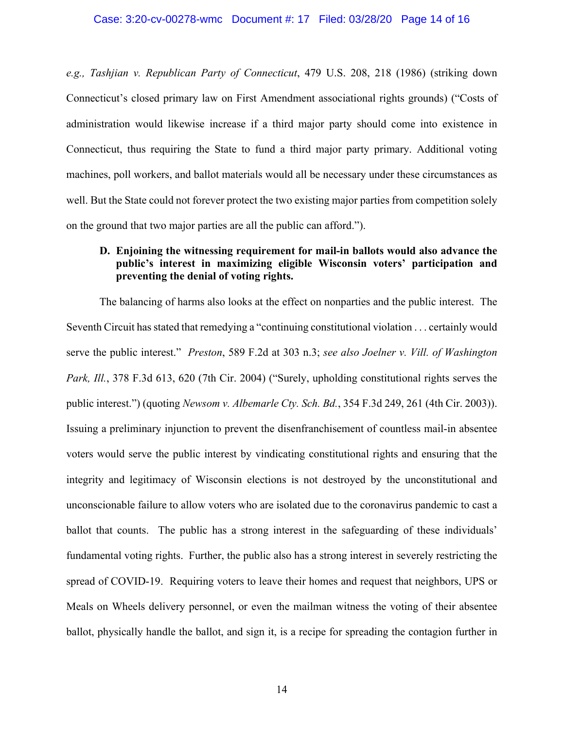*e.g., Tashjian v. Republican Party of Connecticut*, 479 U.S. 208, 218 (1986) (striking down Connecticut's closed primary law on First Amendment associational rights grounds) ("Costs of administration would likewise increase if a third major party should come into existence in Connecticut, thus requiring the State to fund a third major party primary. Additional voting machines, poll workers, and ballot materials would all be necessary under these circumstances as well. But the State could not forever protect the two existing major parties from competition solely on the ground that two major parties are all the public can afford.").

**D. Enjoining the witnessing requirement for mail-in ballots would also advance the public's interest in maximizing eligible Wisconsin voters' participation and preventing the denial of voting rights.**

The balancing of harms also looks at the effect on nonparties and the public interest. The Seventh Circuit has stated that remedying a "continuing constitutional violation . . . certainly would serve the public interest." *Preston*, 589 F.2d at 303 n.3; *see also Joelner v. Vill. of Washington Park, Ill.*, 378 F.3d 613, 620 (7th Cir. 2004) ("Surely, upholding constitutional rights serves the public interest.") (quoting *Newsom v. Albemarle Cty. Sch. Bd.*, 354 F.3d 249, 261 (4th Cir. 2003)). Issuing a preliminary injunction to prevent the disenfranchisement of countless mail-in absentee voters would serve the public interest by vindicating constitutional rights and ensuring that the integrity and legitimacy of Wisconsin elections is not destroyed by the unconstitutional and unconscionable failure to allow voters who are isolated due to the coronavirus pandemic to cast a ballot that counts. The public has a strong interest in the safeguarding of these individuals' fundamental voting rights. Further, the public also has a strong interest in severely restricting the spread of COVID-19. Requiring voters to leave their homes and request that neighbors, UPS or Meals on Wheels delivery personnel, or even the mailman witness the voting of their absentee ballot, physically handle the ballot, and sign it, is a recipe for spreading the contagion further in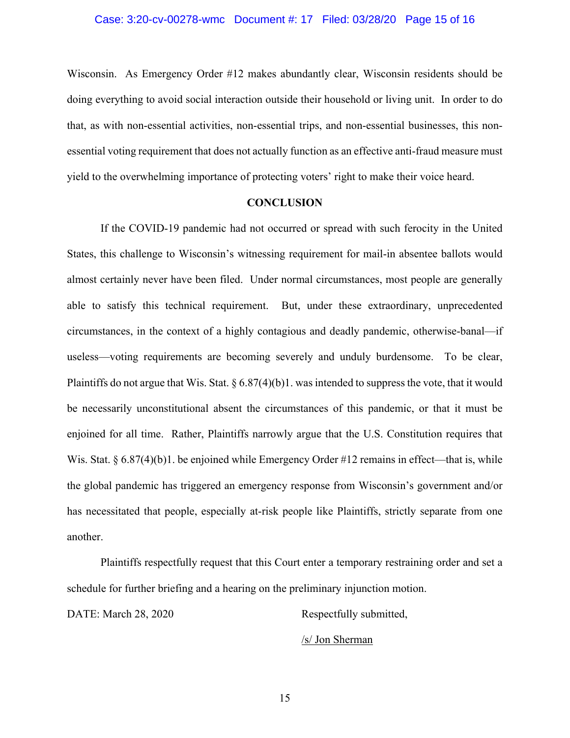Wisconsin. As Emergency Order #12 makes abundantly clear, Wisconsin residents should be doing everything to avoid social interaction outside their household or living unit. In order to do that, as with non-essential activities, non-essential trips, and non-essential businesses, this non-essential voting requirement that does not actually function as an effective anti-fraud measure must yield to the overwhelming importance of protecting voters' right to make their voice heard.

## CONCLUSION

If the COVID-19 pandemic had not occurred or spread with such ferocity in the United States, this challenge to Wisconsin's witnessing requirement for mail-in absentee ballots would almost certainly never have been filed. Under normal circumstances, most people are generally able to satisfy this technical requirement. But, under these extraordinary, unprecedented circumstances, in the context of a highly contagious and deadly pandemic, otherwise-banal—if useless—voting requirements are becoming severely and unduly burdensome. To be clear, Plaintiffs do not argue that Wis. Stat. § 6.87(4)(b)1. was intended to suppress the vote, that it would be necessarily unconstitutional absent the circumstances of this pandemic, or that it must be enjoined for all time. Rather, Plaintiffs narrowly argue that the U.S. Constitution requires that Wis. Stat. § 6.87(4)(b)1. be enjoined while Emergency Order #12 remains in effect—that is, while the global pandemic has triggered an emergency response from Wisconsin's government and/or has necessitated that people, especially at-risk people like Plaintiffs, strictly separate from one another.

Plaintiffs respectfully request that this Court enter a temporary restraining order and set a schedule for further briefing and a hearing on the preliminary injunction motion.

DATE: March 28, 2020

Respectfully submitted,

/s/ Jon Sherman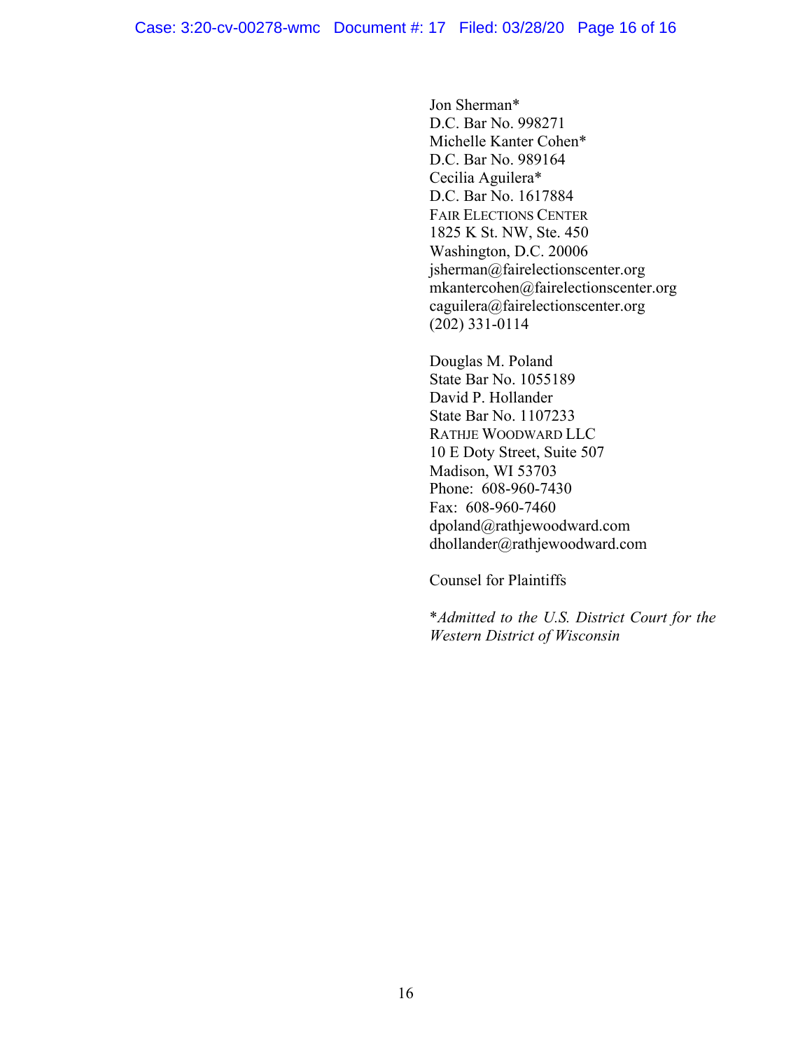Jon Sherman*
D.C. Bar No. 998271
Michelle Kanter Cohen*
D.C. Bar No. 989164
Cecilia Aguilera*
D.C. Bar No. 1617884
FAIR ELECTIONS CENTER
1825 K St. NW, Ste. 450
Washington, D.C. 20006
jsherman@fairelectionscenter.org
mkantercohen@fairelectionscenter.org
caguilera@fairelectionscenter.org
(202) 331-0114

Douglas M. Poland
State Bar No. 1055189
David P. Hollander
State Bar No. 1107233
RATHJE WOODWARD LLC
10 E Doty Street, Suite 507
Madison, WI 53703
Phone: 608-960-7430
Fax: 608-960-7460
dpoland@rathjewoodward.com
dhollander@rathjewoodward.com

Counsel for Plaintiffs

*\*Admitted to the U.S. District Court for the Western District of Wisconsin*